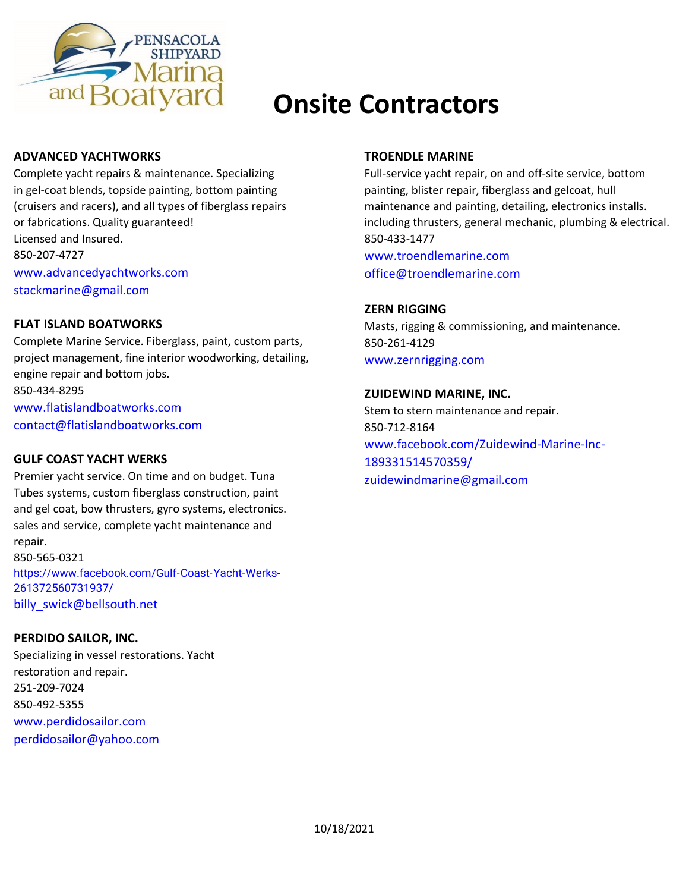# Onsite Contractors

**ADVANCED YACHTWORKS**
Complete yacht repairs & maintenance. Specializing in gel-coat blends, topside painting, bottom painting (cruisers and racers), and all types of fiberglass repairs or fabrications. Quality guaranteed!
Licensed and Insured.
850-207-4727
www.advancedyachtworks.com
stackmarine@gmail.com

**FLAT ISLAND BOATWORKS**
Complete Marine Service. Fiberglass, paint, custom parts, project management, fine interior woodworking, detailing, engine repair and bottom jobs.
850-434-8295
www.flatislandboatworks.com
contact@flatislandboatworks.com

**GULF COAST YACHT WERKS**
Premier yacht service. On time and on budget. Tuna Tubes systems, custom fiberglass construction, paint and gel coat, bow thrusters, gyro systems, electronics. sales and service, complete yacht maintenance and repair.
850-565-0321
https://www.facebook.com/Gulf-Coast-Yacht-Werks-261372560731937/
billy_swick@bellsouth.net

**PERDIDO SAILOR, INC.**
Specializing in vessel restorations. Yacht restoration and repair.
251-209-7024
850-492-5355
www.perdidosailor.com
perdidosailor@yahoo.com

**TROENDLE MARINE**
Full-service yacht repair, on and off-site service, bottom painting, blister repair, fiberglass and gelcoat, hull maintenance and painting, detailing, electronics installs. including thrusters, general mechanic, plumbing & electrical.
850-433-1477
www.troendlemarine.com
office@troendlemarine.com

**ZERN RIGGING**
Masts, rigging & commissioning, and maintenance.
850-261-4129
www.zernrigging.com

**ZUIDEWIND MARINE, INC.**
Stem to stern maintenance and repair.
850-712-8164
www.facebook.com/Zuidewind-Marine-Inc-189331514570359/
zuidewindmarine@gmail.com

10/18/2021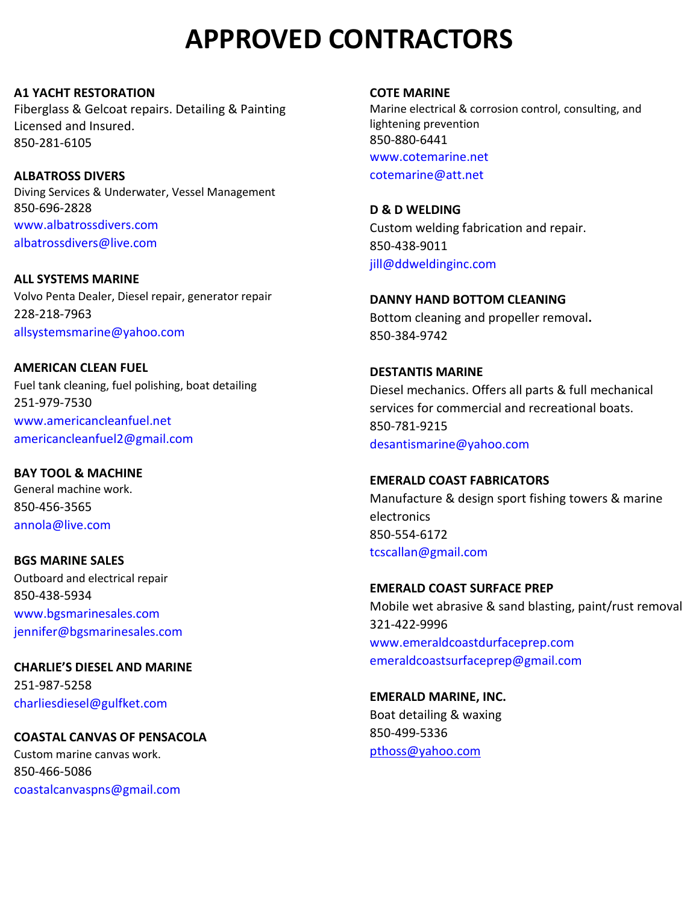# APPROVED CONTRACTORS

**A1 YACHT RESTORATION**
Fiberglass & Gelcoat repairs. Detailing & Painting
Licensed and Insured.
850-281-6105

**ALBATROSS DIVERS**
Diving Services & Underwater, Vessel Management
850-696-2828
www.albatrossdivers.com
albatrossdivers@live.com

**ALL SYSTEMS MARINE**
Volvo Penta Dealer, Diesel repair, generator repair
228-218-7963
allsystemsmarine@yahoo.com

**AMERICAN CLEAN FUEL**
Fuel tank cleaning, fuel polishing, boat detailing
251-979-7530
www.americancleanfuel.net
americancleanfuel2@gmail.com

**BAY TOOL & MACHINE**
General machine work.
850-456-3565
annola@live.com

**BGS MARINE SALES**
Outboard and electrical repair
850-438-5934
www.bgsmarinesales.com
jennifer@bgsmarinesales.com

**CHARLIE'S DIESEL AND MARINE**
251-987-5258
charliesdiesel@gulfket.com

**COASTAL CANVAS OF PENSACOLA**
Custom marine canvas work.
850-466-5086
coastalcanvaspns@gmail.com

**COTE MARINE**
Marine electrical & corrosion control, consulting, and lightening prevention
850-880-6441
www.cotemarine.net
cotemarine@att.net

**D & D WELDING**
Custom welding fabrication and repair.
850-438-9011
jill@ddweldinginc.com

**DANNY HAND BOTTOM CLEANING**
Bottom cleaning and propeller removal.
850-384-9742

**DESTANTIS MARINE**
Diesel mechanics. Offers all parts & full mechanical services for commercial and recreational boats.
850-781-9215
desantismarine@yahoo.com

**EMERALD COAST FABRICATORS**
Manufacture & design sport fishing towers & marine electronics
850-554-6172
tcscallan@gmail.com

**EMERALD COAST SURFACE PREP**
Mobile wet abrasive & sand blasting, paint/rust removal
321-422-9996
www.emeraldcoastdurfaceprep.com
emeraldcoastsurfaceprep@gmail.com

**EMERALD MARINE, INC.**
Boat detailing & waxing
850-499-5336
pthoss@yahoo.com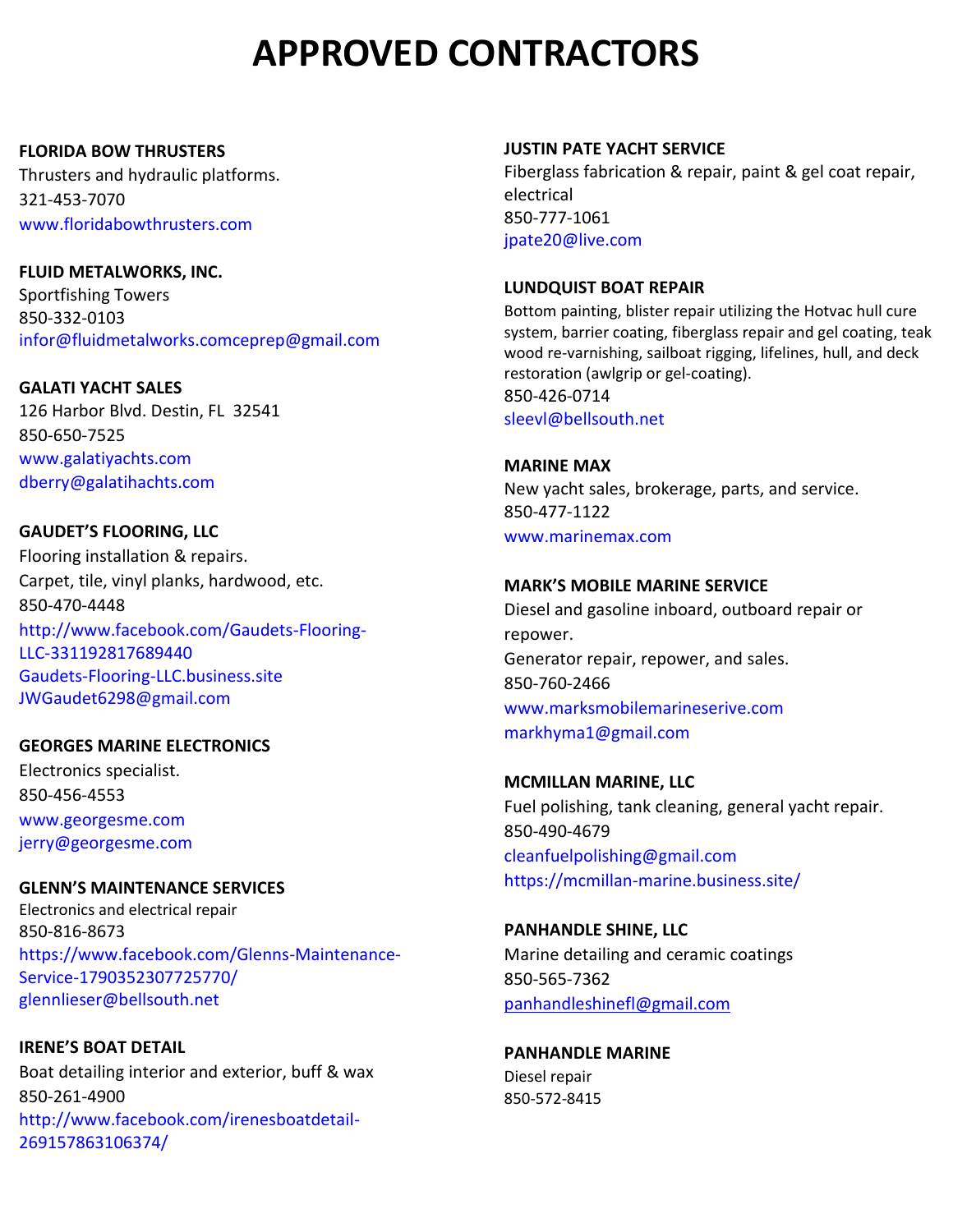# APPROVED CONTRACTORS

**FLORIDA BOW THRUSTERS**
Thrusters and hydraulic platforms.
321-453-7070
www.floridabowthrusters.com

**FLUID METALWORKS, INC.**
Sportfishing Towers
850-332-0103
infor@fluidmetalworks.comceprep@gmail.com

**GALATI YACHT SALES**
126 Harbor Blvd. Destin, FL 32541
850-650-7525
www.galatiyachts.com
dberry@galatihachts.com

**GAUDET'S FLOORING, LLC**
Flooring installation & repairs.
Carpet, tile, vinyl planks, hardwood, etc.
850-470-4448
http://www.facebook.com/Gaudets-Flooring-LLC-331192817689440
Gaudets-Flooring-LLC.business.site
JWGaudet6298@gmail.com

**GEORGES MARINE ELECTRONICS**
Electronics specialist.
850-456-4553
www.georgesme.com
jerry@georgesme.com

**GLENN'S MAINTENANCE SERVICES**
Electronics and electrical repair
850-816-8673
https://www.facebook.com/Glenns-Maintenance-Service-1790352307725770/
glennlieser@bellsouth.net

**IRENE'S BOAT DETAIL**
Boat detailing interior and exterior, buff & wax
850-261-4900
http://www.facebook.com/irenesboatdetail-269157863106374/

**JUSTIN PATE YACHT SERVICE**
Fiberglass fabrication & repair, paint & gel coat repair, electrical
850-777-1061
jpate20@live.com

**LUNDQUIST BOAT REPAIR**
Bottom painting, blister repair utilizing the Hotvac hull cure system, barrier coating, fiberglass repair and gel coating, teak wood re-varnishing, sailboat rigging, lifelines, hull, and deck restoration (awlgrip or gel-coating).
850-426-0714
sleevl@bellsouth.net

**MARINE MAX**
New yacht sales, brokerage, parts, and service.
850-477-1122
www.marinemax.com

**MARK'S MOBILE MARINE SERVICE**
Diesel and gasoline inboard, outboard repair or repower.
Generator repair, repower, and sales.
850-760-2466
www.marksmobilemarineserive.com
markhyma1@gmail.com

**MCMILLAN MARINE, LLC**
Fuel polishing, tank cleaning, general yacht repair.
850-490-4679
cleanfuelpolishing@gmail.com
https://mcmillan-marine.business.site/

**PANHANDLE SHINE, LLC**
Marine detailing and ceramic coatings
850-565-7362
panhandleshinefl@gmail.com

**PANHANDLE MARINE**
Diesel repair
850-572-8415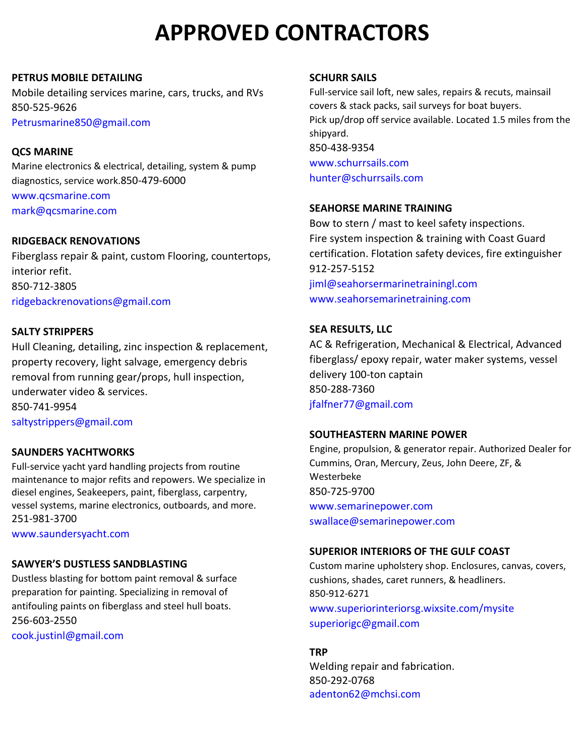# APPROVED CONTRACTORS

**PETRUS MOBILE DETAILING**
Mobile detailing services marine, cars, trucks, and RVs
850-525-9626
Petrusmarine850@gmail.com

**QCS MARINE**
Marine electronics & electrical, detailing, system & pump diagnostics, service work.850-479-6000
www.qcsmarine.com
mark@qcsmarine.com

**RIDGEBACK RENOVATIONS**
Fiberglass repair & paint, custom Flooring, countertops, interior refit.
850-712-3805
ridgebackrenovations@gmail.com

**SALTY STRIPPERS**
Hull Cleaning, detailing, zinc inspection & replacement, property recovery, light salvage, emergency debris removal from running gear/props, hull inspection, underwater video & services.
850-741-9954
saltystrippers@gmail.com

**SAUNDERS YACHTWORKS**
Full-service yacht yard handling projects from routine maintenance to major refits and repowers. We specialize in diesel engines, Seakeepers, paint, fiberglass, carpentry, vessel systems, marine electronics, outboards, and more.
251-981-3700
www.saundersyacht.com

**SAWYER'S DUSTLESS SANDBLASTING**
Dustless blasting for bottom paint removal & surface preparation for painting. Specializing in removal of antifouling paints on fiberglass and steel hull boats.
256-603-2550
cook.justinl@gmail.com

**SCHURR SAILS**
Full-service sail loft, new sales, repairs & recuts, mainsail covers & stack packs, sail surveys for boat buyers.
Pick up/drop off service available. Located 1.5 miles from the shipyard.
850-438-9354
www.schurrsails.com
hunter@schurrsails.com

**SEAHORSE MARINE TRAINING**
Bow to stern / mast to keel safety inspections.
Fire system inspection & training with Coast Guard certification. Flotation safety devices, fire extinguisher
912-257-5152
jiml@seahorsermarinetrainingl.com
www.seahorsemarinetraining.com

**SEA RESULTS, LLC**
AC & Refrigeration, Mechanical & Electrical, Advanced fiberglass/ epoxy repair, water maker systems, vessel delivery 100-ton captain
850-288-7360
jfalfner77@gmail.com

**SOUTHEASTERN MARINE POWER**
Engine, propulsion, & generator repair. Authorized Dealer for Cummins, Oran, Mercury, Zeus, John Deere, ZF, & Westerbeke
850-725-9700
www.semarinepower.com
swallace@semarinepower.com

**SUPERIOR INTERIORS OF THE GULF COAST**
Custom marine upholstery shop. Enclosures, canvas, covers, cushions, shades, caret runners, & headliners.
850-912-6271
www.superiorinteriorsg.wixsite.com/mysite
superiorigc@gmail.com

**TRP**
Welding repair and fabrication.
850-292-0768
adenton62@mchsi.com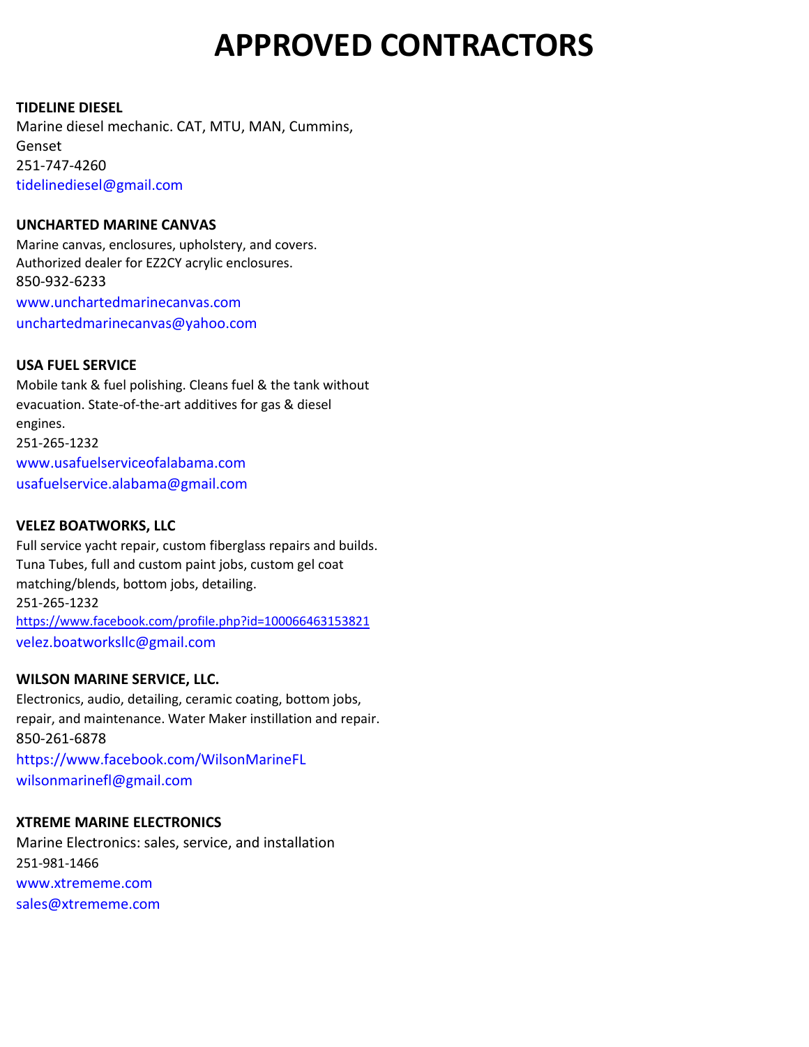# APPROVED CONTRACTORS

**TIDELINE DIESEL**
Marine diesel mechanic. CAT, MTU, MAN, Cummins, Genset
251-747-4260
tidelinediesel@gmail.com

**UNCHARTED MARINE CANVAS**
Marine canvas, enclosures, upholstery, and covers.
Authorized dealer for EZ2CY acrylic enclosures.
850-932-6233
www.unchartedmarinecanvas.com
unchartedmarinecanvas@yahoo.com

**USA FUEL SERVICE**
Mobile tank & fuel polishing. Cleans fuel & the tank without evacuation. State-of-the-art additives for gas & diesel engines.
251-265-1232
www.usafuelserviceofalabama.com
usafuelservice.alabama@gmail.com

**VELEZ BOATWORKS, LLC**
Full service yacht repair, custom fiberglass repairs and builds. Tuna Tubes, full and custom paint jobs, custom gel coat matching/blends, bottom jobs, detailing.
251-265-1232
https://www.facebook.com/profile.php?id=100066463153821
velez.boatworksllc@gmail.com

**WILSON MARINE SERVICE, LLC.**
Electronics, audio, detailing, ceramic coating, bottom jobs, repair, and maintenance. Water Maker instillation and repair.
850-261-6878
https://www.facebook.com/WilsonMarineFL
wilsonmarinefl@gmail.com

**XTREME MARINE ELECTRONICS**
Marine Electronics: sales, service, and installation
251-981-1466
www.xtrememe.com
sales@xtrememe.com